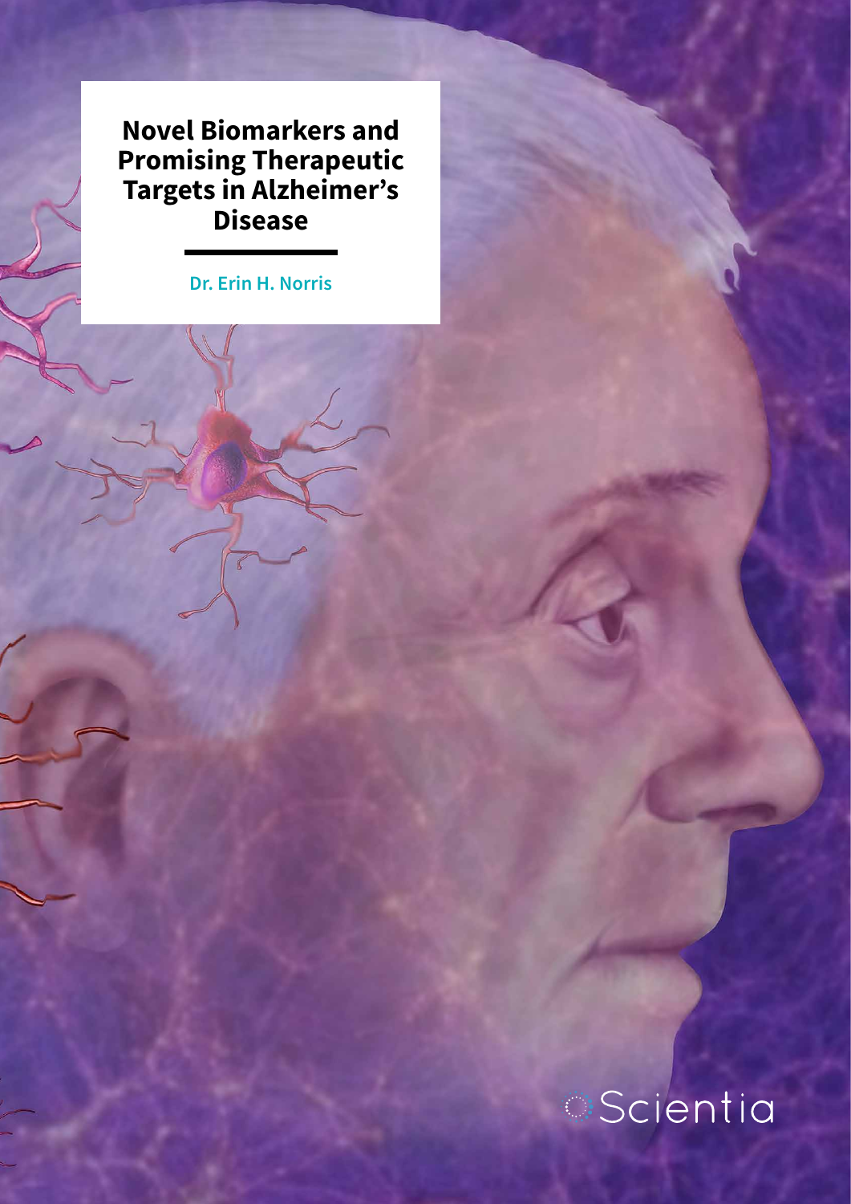# Novel Biomarkers and Promising Therapeutic Targets in Alzheimer's Disease

**Dr. Erin H. Norris**

Scientia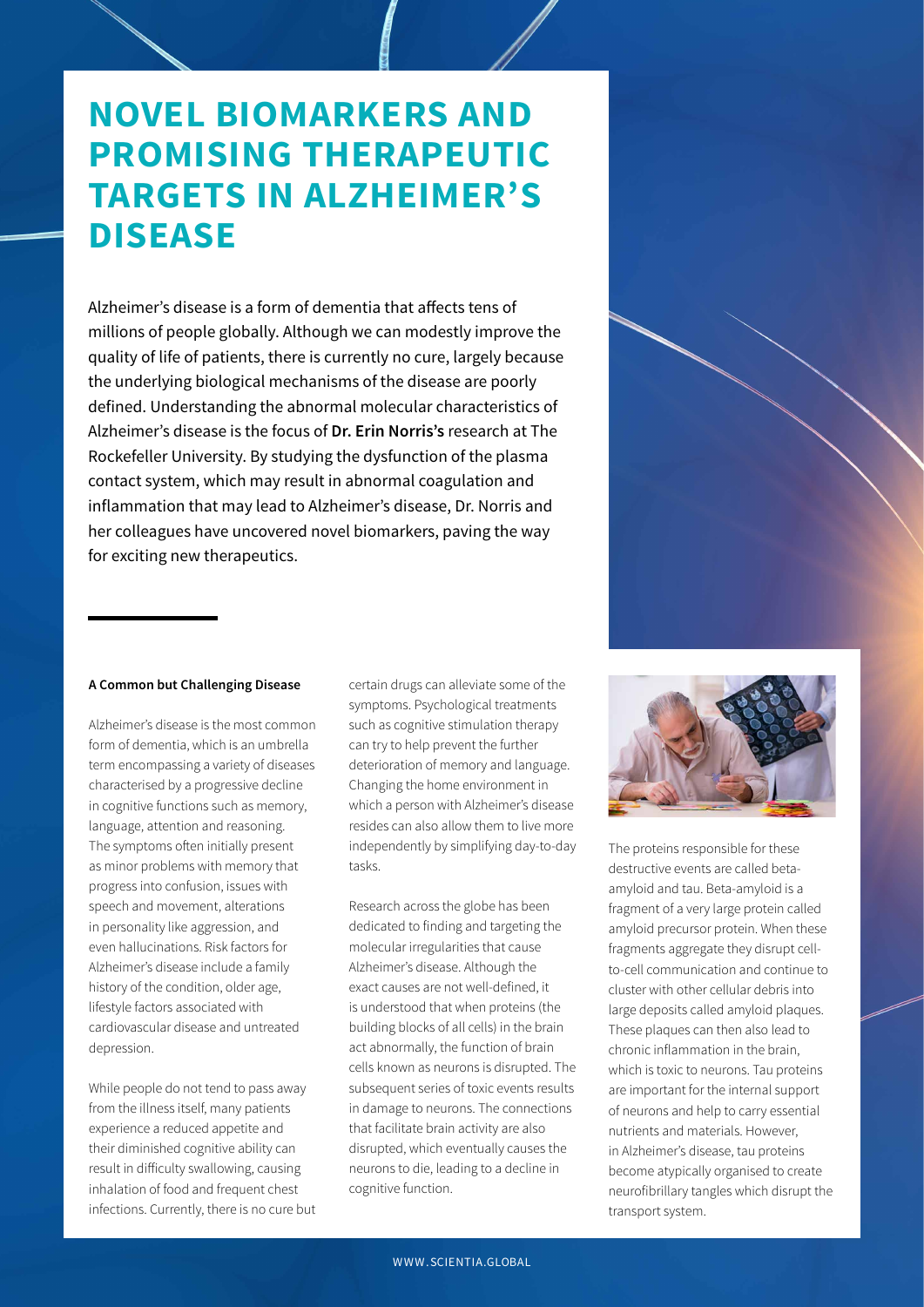# NOVEL BIOMARKERS AND PROMISING THERAPEUTIC TARGETS IN ALZHEIMER'S DISEASE

Alzheimer's disease is a form of dementia that affects tens of millions of people globally. Although we can modestly improve the quality of life of patients, there is currently no cure, largely because the underlying biological mechanisms of the disease are poorly defined. Understanding the abnormal molecular characteristics of Alzheimer's disease is the focus of **Dr. Erin Norris's** research at The Rockefeller University. By studying the dysfunction of the plasma contact system, which may result in abnormal coagulation and inflammation that may lead to Alzheimer's disease, Dr. Norris and her colleagues have uncovered novel biomarkers, paving the way for exciting new therapeutics.

**A Common but Challenging Disease**

Alzheimer's disease is the most common form of dementia, which is an umbrella term encompassing a variety of diseases characterised by a progressive decline in cognitive functions such as memory, language, attention and reasoning. The symptoms often initially present as minor problems with memory that progress into confusion, issues with speech and movement, alterations in personality like aggression, and even hallucinations. Risk factors for Alzheimer's disease include a family history of the condition, older age, lifestyle factors associated with cardiovascular disease and untreated depression.

While people do not tend to pass away from the illness itself, many patients experience a reduced appetite and their diminished cognitive ability can result in difficulty swallowing, causing inhalation of food and frequent chest infections. Currently, there is no cure but certain drugs can alleviate some of the symptoms. Psychological treatments such as cognitive stimulation therapy can try to help prevent the further deterioration of memory and language. Changing the home environment in which a person with Alzheimer's disease resides can also allow them to live more independently by simplifying day-to-day tasks.

Research across the globe has been dedicated to finding and targeting the molecular irregularities that cause Alzheimer's disease. Although the exact causes are not well-defined, it is understood that when proteins (the building blocks of all cells) in the brain act abnormally, the function of brain cells known as neurons is disrupted. The subsequent series of toxic events results in damage to neurons. The connections that facilitate brain activity are also disrupted, which eventually causes the neurons to die, leading to a decline in cognitive function.

The proteins responsible for these destructive events are called beta-amyloid and tau. Beta-amyloid is a fragment of a very large protein called amyloid precursor protein. When these fragments aggregate they disrupt cell-to-cell communication and continue to cluster with other cellular debris into large deposits called amyloid plaques. These plaques can then also lead to chronic inflammation in the brain, which is toxic to neurons. Tau proteins are important for the internal support of neurons and help to carry essential nutrients and materials. However, in Alzheimer's disease, tau proteins become atypically organised to create neurofibrillary tangles which disrupt the transport system.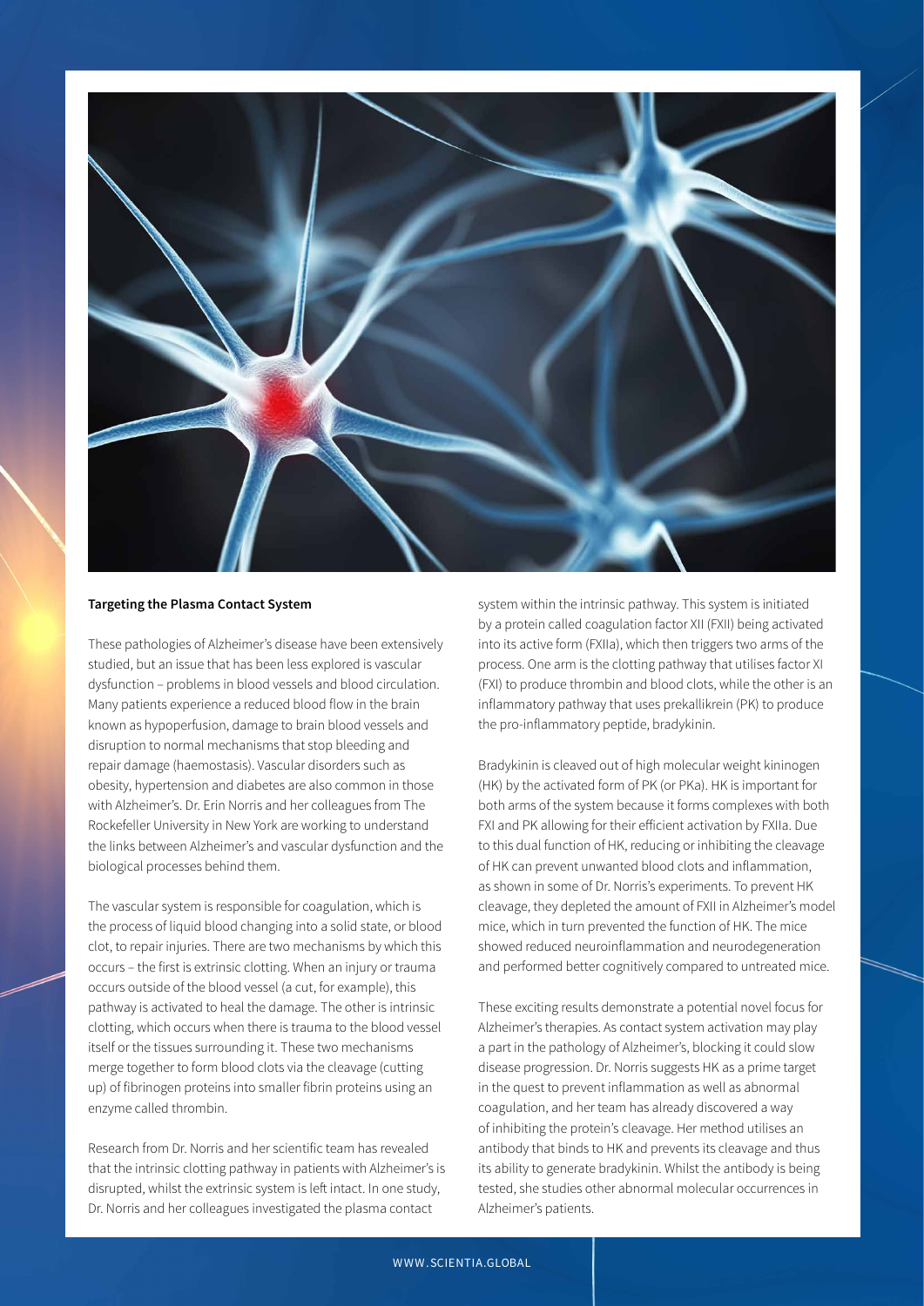### Targeting the Plasma Contact System

These pathologies of Alzheimer's disease have been extensively studied, but an issue that has been less explored is vascular dysfunction – problems in blood vessels and blood circulation. Many patients experience a reduced blood flow in the brain known as hypoperfusion, damage to brain blood vessels and disruption to normal mechanisms that stop bleeding and repair damage (haemostasis). Vascular disorders such as obesity, hypertension and diabetes are also common in those with Alzheimer's. Dr. Erin Norris and her colleagues from The Rockefeller University in New York are working to understand the links between Alzheimer's and vascular dysfunction and the biological processes behind them.

The vascular system is responsible for coagulation, which is the process of liquid blood changing into a solid state, or blood clot, to repair injuries. There are two mechanisms by which this occurs – the first is extrinsic clotting. When an injury or trauma occurs outside of the blood vessel (a cut, for example), this pathway is activated to heal the damage. The other is intrinsic clotting, which occurs when there is trauma to the blood vessel itself or the tissues surrounding it. These two mechanisms merge together to form blood clots via the cleavage (cutting up) of fibrinogen proteins into smaller fibrin proteins using an enzyme called thrombin.

Research from Dr. Norris and her scientific team has revealed that the intrinsic clotting pathway in patients with Alzheimer's is disrupted, whilst the extrinsic system is left intact. In one study, Dr. Norris and her colleagues investigated the plasma contact system within the intrinsic pathway. This system is initiated by a protein called coagulation factor XII (FXII) being activated into its active form (FXIIa), which then triggers two arms of the process. One arm is the clotting pathway that utilises factor XI (FXI) to produce thrombin and blood clots, while the other is an inflammatory pathway that uses prekallikrein (PK) to produce the pro-inflammatory peptide, bradykinin.

Bradykinin is cleaved out of high molecular weight kininogen (HK) by the activated form of PK (or PKa). HK is important for both arms of the system because it forms complexes with both FXI and PK allowing for their efficient activation by FXIIa. Due to this dual function of HK, reducing or inhibiting the cleavage of HK can prevent unwanted blood clots and inflammation, as shown in some of Dr. Norris's experiments. To prevent HK cleavage, they depleted the amount of FXII in Alzheimer's model mice, which in turn prevented the function of HK. The mice showed reduced neuroinflammation and neurodegeneration and performed better cognitively compared to untreated mice.

These exciting results demonstrate a potential novel focus for Alzheimer's therapies. As contact system activation may play a part in the pathology of Alzheimer's, blocking it could slow disease progression. Dr. Norris suggests HK as a prime target in the quest to prevent inflammation as well as abnormal coagulation, and her team has already discovered a way of inhibiting the protein's cleavage. Her method utilises an antibody that binds to HK and prevents its cleavage and thus its ability to generate bradykinin. Whilst the antibody is being tested, she studies other abnormal molecular occurrences in Alzheimer's patients.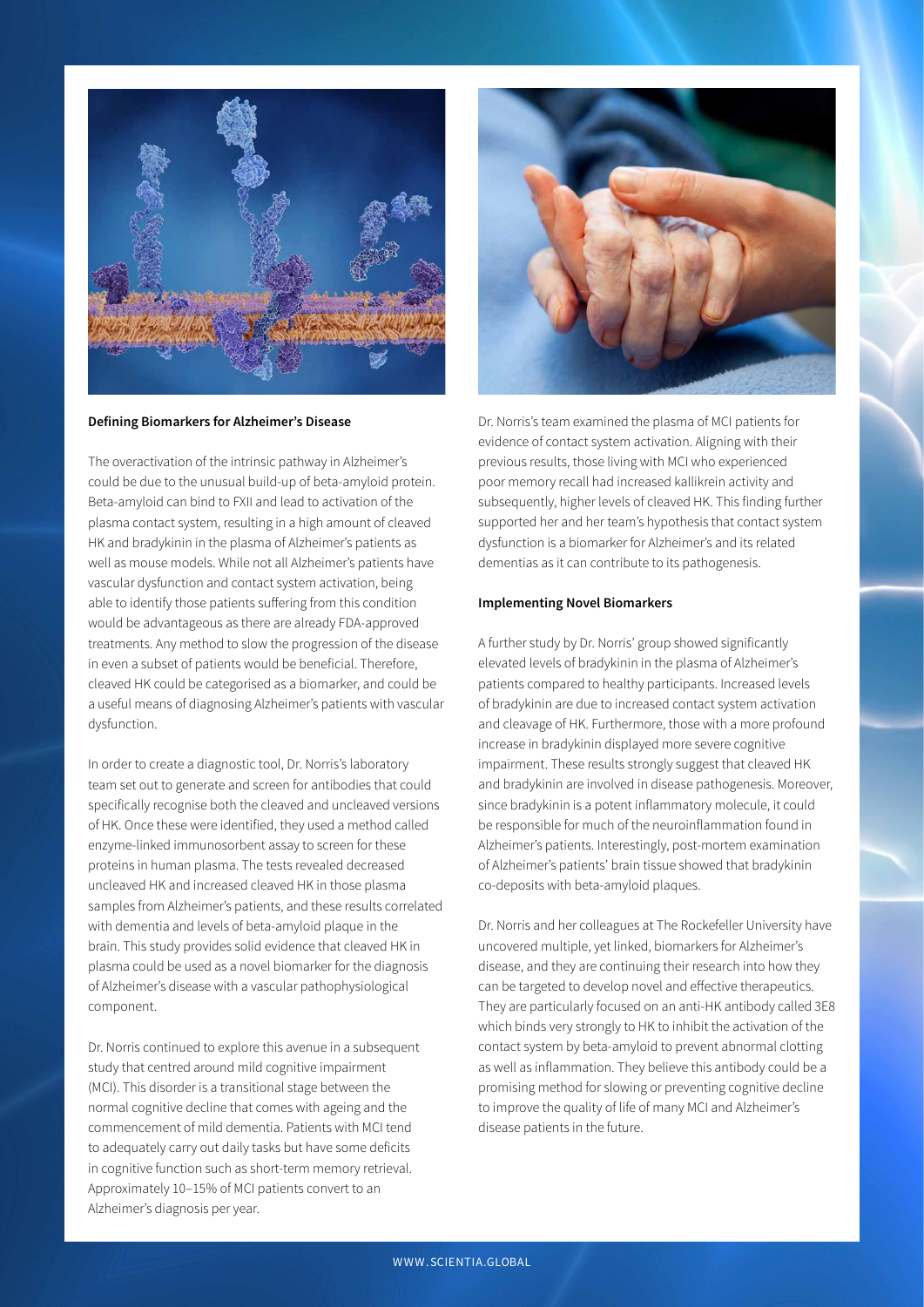### Defining Biomarkers for Alzheimer's Disease

The overactivation of the intrinsic pathway in Alzheimer's could be due to the unusual build-up of beta-amyloid protein. Beta-amyloid can bind to FXII and lead to activation of the plasma contact system, resulting in a high amount of cleaved HK and bradykinin in the plasma of Alzheimer's patients as well as mouse models. While not all Alzheimer's patients have vascular dysfunction and contact system activation, being able to identify those patients suffering from this condition would be advantageous as there are already FDA-approved treatments. Any method to slow the progression of the disease in even a subset of patients would be beneficial. Therefore, cleaved HK could be categorised as a biomarker, and could be a useful means of diagnosing Alzheimer's patients with vascular dysfunction.

In order to create a diagnostic tool, Dr. Norris's laboratory team set out to generate and screen for antibodies that could specifically recognise both the cleaved and uncleaved versions of HK. Once these were identified, they used a method called enzyme-linked immunosorbent assay to screen for these proteins in human plasma. The tests revealed decreased uncleaved HK and increased cleaved HK in those plasma samples from Alzheimer's patients, and these results correlated with dementia and levels of beta-amyloid plaque in the brain. This study provides solid evidence that cleaved HK in plasma could be used as a novel biomarker for the diagnosis of Alzheimer's disease with a vascular pathophysiological component.

Dr. Norris continued to explore this avenue in a subsequent study that centred around mild cognitive impairment (MCI). This disorder is a transitional stage between the normal cognitive decline that comes with ageing and the commencement of mild dementia. Patients with MCI tend to adequately carry out daily tasks but have some deficits in cognitive function such as short-term memory retrieval. Approximately 10–15% of MCI patients convert to an Alzheimer's diagnosis per year.

Dr. Norris's team examined the plasma of MCI patients for evidence of contact system activation. Aligning with their previous results, those living with MCI who experienced poor memory recall had increased kallikrein activity and subsequently, higher levels of cleaved HK. This finding further supported her and her team's hypothesis that contact system dysfunction is a biomarker for Alzheimer's and its related dementias as it can contribute to its pathogenesis.

### Implementing Novel Biomarkers

A further study by Dr. Norris' group showed significantly elevated levels of bradykinin in the plasma of Alzheimer's patients compared to healthy participants. Increased levels of bradykinin are due to increased contact system activation and cleavage of HK. Furthermore, those with a more profound increase in bradykinin displayed more severe cognitive impairment. These results strongly suggest that cleaved HK and bradykinin are involved in disease pathogenesis. Moreover, since bradykinin is a potent inflammatory molecule, it could be responsible for much of the neuroinflammation found in Alzheimer's patients. Interestingly, post-mortem examination of Alzheimer's patients' brain tissue showed that bradykinin co-deposits with beta-amyloid plaques.

Dr. Norris and her colleagues at The Rockefeller University have uncovered multiple, yet linked, biomarkers for Alzheimer's disease, and they are continuing their research into how they can be targeted to develop novel and effective therapeutics. They are particularly focused on an anti-HK antibody called 3E8 which binds very strongly to HK to inhibit the activation of the contact system by beta-amyloid to prevent abnormal clotting as well as inflammation. They believe this antibody could be a promising method for slowing or preventing cognitive decline to improve the quality of life of many MCI and Alzheimer's disease patients in the future.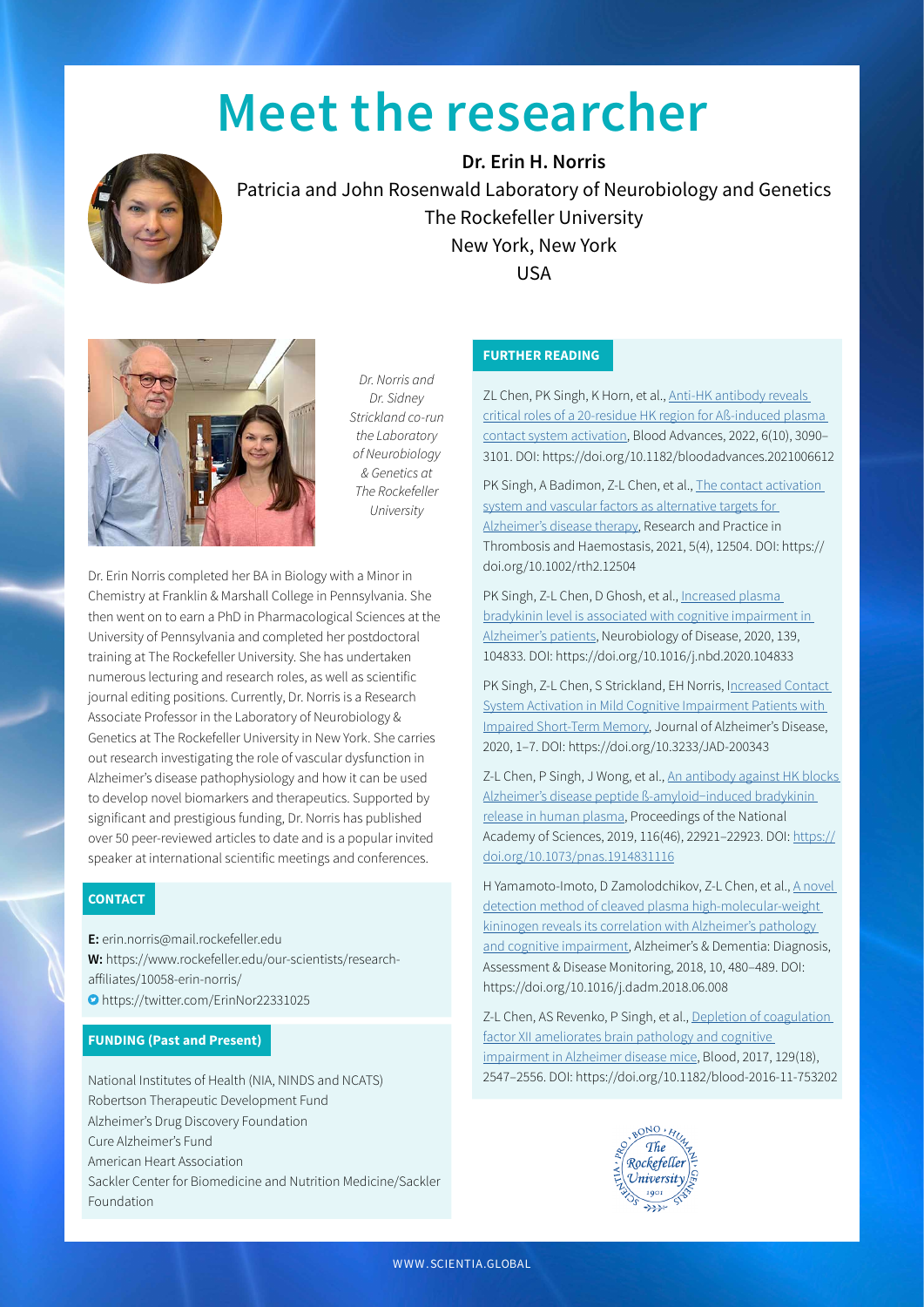# Meet the researcher

**Dr. Erin H. Norris**
Patricia and John Rosenwald Laboratory of Neurobiology and Genetics
The Rockefeller University
New York, New York
USA

*Dr. Norris and Dr. Sidney Strickland co-run the Laboratory of Neurobiology & Genetics at The Rockefeller University*

Dr. Erin Norris completed her BA in Biology with a Minor in Chemistry at Franklin & Marshall College in Pennsylvania. She then went on to earn a PhD in Pharmacological Sciences at the University of Pennsylvania and completed her postdoctoral training at The Rockefeller University. She has undertaken numerous lecturing and research roles, as well as scientific journal editing positions. Currently, Dr. Norris is a Research Associate Professor in the Laboratory of Neurobiology & Genetics at The Rockefeller University in New York. She carries out research investigating the role of vascular dysfunction in Alzheimer's disease pathophysiology and how it can be used to develop novel biomarkers and therapeutics. Supported by significant and prestigious funding, Dr. Norris has published over 50 peer-reviewed articles to date and is a popular invited speaker at international scientific meetings and conferences.

## CONTACT

**E:** erin.norris@mail.rockefeller.edu
**W:** https://www.rockefeller.edu/our-scientists/research-affiliates/10058-erin-norris/
https://twitter.com/ErinNor22331025

## FUNDING (Past and Present)

National Institutes of Health (NIA, NINDS and NCATS)
Robertson Therapeutic Development Fund
Alzheimer's Drug Discovery Foundation
Cure Alzheimer's Fund
American Heart Association
Sackler Center for Biomedicine and Nutrition Medicine/Sackler Foundation

## FURTHER READING

ZL Chen, PK Singh, K Horn, et al., Anti-HK antibody reveals critical roles of a 20-residue HK region for Aß-induced plasma contact system activation, Blood Advances, 2022, 6(10), 3090–3101. DOI: https://doi.org/10.1182/bloodadvances.2021006612

PK Singh, A Badimon, Z-L Chen, et al., The contact activation system and vascular factors as alternative targets for Alzheimer's disease therapy, Research and Practice in Thrombosis and Haemostasis, 2021, 5(4), 12504. DOI: https://doi.org/10.1002/rth2.12504

PK Singh, Z-L Chen, D Ghosh, et al., Increased plasma bradykinin level is associated with cognitive impairment in Alzheimer's patients, Neurobiology of Disease, 2020, 139, 104833. DOI: https://doi.org/10.1016/j.nbd.2020.104833

PK Singh, Z-L Chen, S Strickland, EH Norris, Increased Contact System Activation in Mild Cognitive Impairment Patients with Impaired Short-Term Memory, Journal of Alzheimer's Disease, 2020, 1–7. DOI: https://doi.org/10.3233/JAD-200343

Z-L Chen, P Singh, J Wong, et al., An antibody against HK blocks Alzheimer's disease peptide ß-amyloid–induced bradykinin release in human plasma, Proceedings of the National Academy of Sciences, 2019, 116(46), 22921–22923. DOI: https://doi.org/10.1073/pnas.1914831116

H Yamamoto-Imoto, D Zamolodchikov, Z-L Chen, et al., A novel detection method of cleaved plasma high-molecular-weight kininogen reveals its correlation with Alzheimer's pathology and cognitive impairment, Alzheimer's & Dementia: Diagnosis, Assessment & Disease Monitoring, 2018, 10, 480–489. DOI: https://doi.org/10.1016/j.dadm.2018.06.008

Z-L Chen, AS Revenko, P Singh, et al., Depletion of coagulation factor XII ameliorates brain pathology and cognitive impairment in Alzheimer disease mice, Blood, 2017, 129(18), 2547–2556. DOI: https://doi.org/10.1182/blood-2016-11-753202